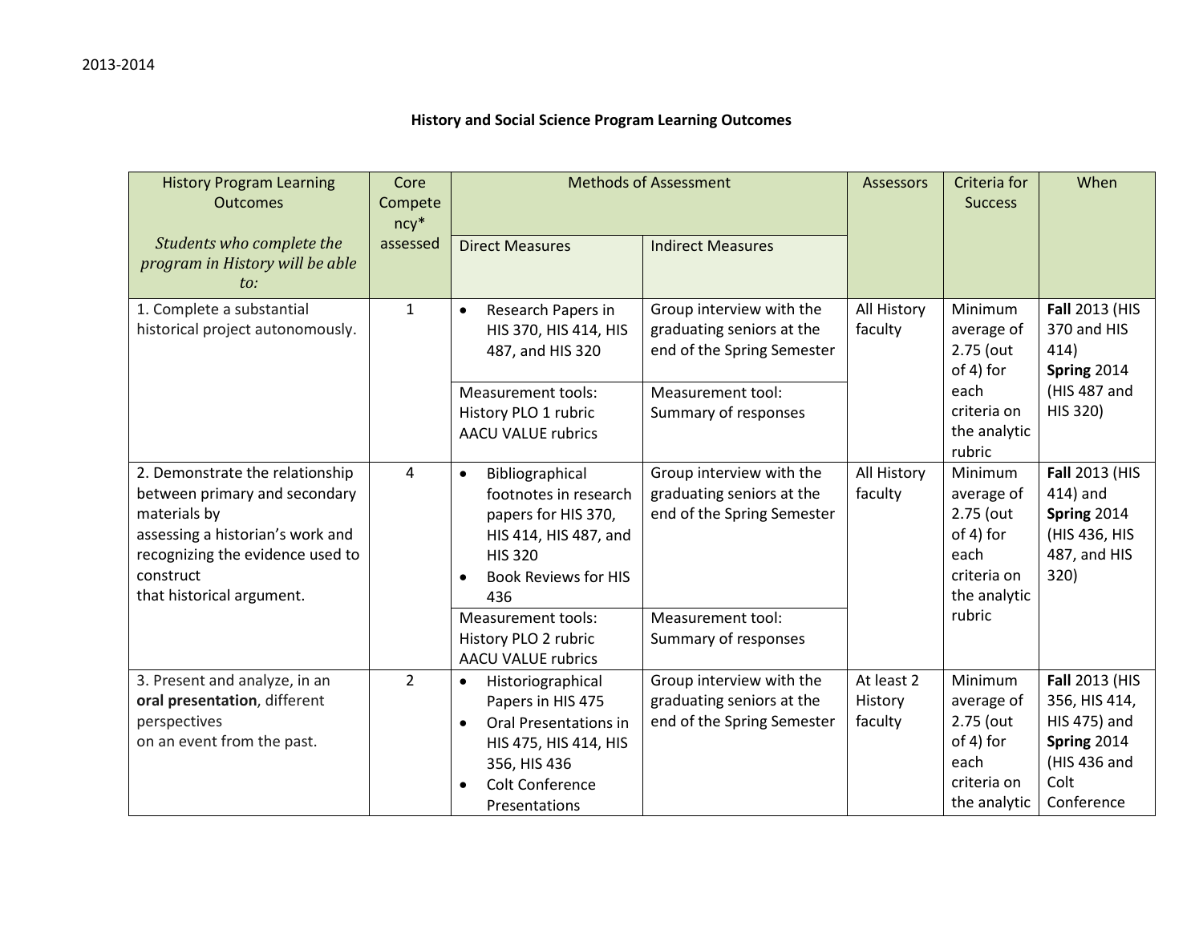2013-2014

## History and Social Science Program Learning Outcomes

| History Program Learning Outcomes<br><br>*Students who complete the program in History will be able to:* | Core Competency* assessed | Methods of Assessment | | Assessors | Criteria for Success | When |
|---|---|---|---|---|---|---|
| | | Direct Measures | Indirect Measures | | | |
| 1. Complete a substantial historical project autonomously. | 1 | • Research Papers in HIS 370, HIS 414, HIS 487, and HIS 320<br><br>Measurement tools:<br>History PLO 1 rubric<br>AACU VALUE rubrics | Group interview with the graduating seniors at the end of the Spring Semester<br><br>Measurement tool:<br>Summary of responses | All History faculty | Minimum average of 2.75 (out of 4) for each criteria on the analytic rubric | **Fall** 2013 (HIS 370 and HIS 414)<br>**Spring** 2014 (HIS 487 and HIS 320) |
| 2. Demonstrate the relationship between primary and secondary materials by assessing a historian's work and recognizing the evidence used to construct that historical argument. | 4 | • Bibliographical footnotes in research papers for HIS 370, HIS 414, HIS 487, and HIS 320<br>• Book Reviews for HIS 436<br><br>Measurement tools:<br>History PLO 2 rubric<br>AACU VALUE rubrics | Group interview with the graduating seniors at the end of the Spring Semester<br><br>Measurement tool:<br>Summary of responses | All History faculty | Minimum average of 2.75 (out of 4) for each criteria on the analytic rubric | **Fall** 2013 (HIS 414) and **Spring** 2014 (HIS 436, HIS 487, and HIS 320) |
| 3. Present and analyze, in an **oral presentation**, different perspectives on an event from the past. | 2 | • Historiographical Papers in HIS 475<br>• Oral Presentations in HIS 475, HIS 414, HIS 356, HIS 436<br>• Colt Conference Presentations | Group interview with the graduating seniors at the end of the Spring Semester | At least 2 History faculty | Minimum average of 2.75 (out of 4) for each criteria on the analytic | **Fall** 2013 (HIS 356, HIS 414, HIS 475) and **Spring** 2014 (HIS 436 and Colt Conference |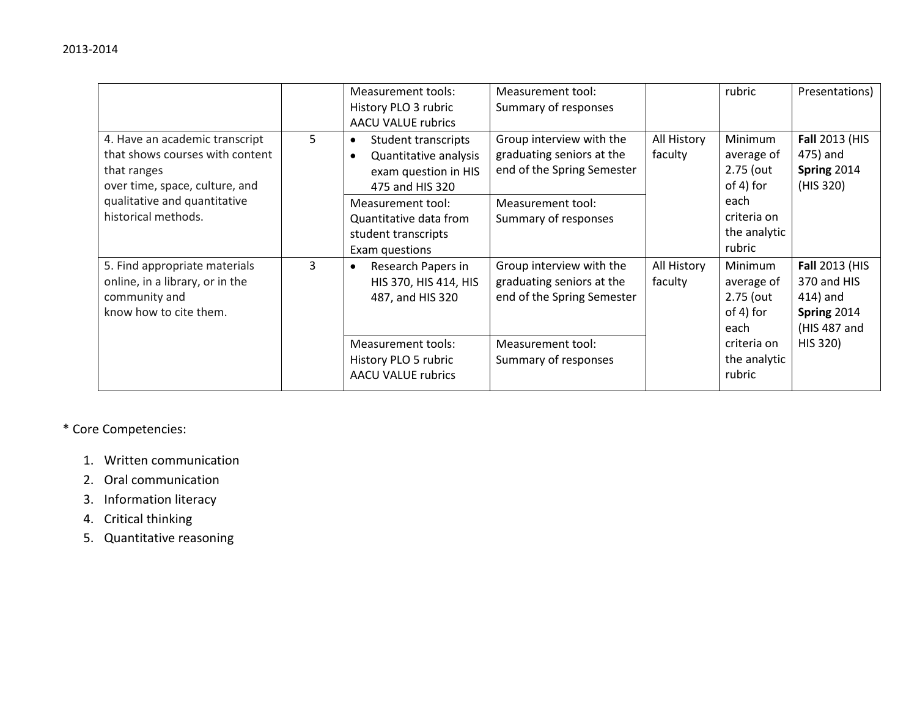2013-2014

| | | | | | | |
|---|---|---|---|---|---|---|
| | | Measurement tools: History PLO 3 rubric AACU VALUE rubrics | Measurement tool: Summary of responses | | rubric | Presentations) |
| 4. Have an academic transcript that shows courses with content that ranges over time, space, culture, and qualitative and quantitative historical methods. | 5 | • Student transcripts • Quantitative analysis exam question in HIS 475 and HIS 320 | Group interview with the graduating seniors at the end of the Spring Semester | All History faculty | Minimum average of 2.75 (out of 4) for each criteria on the analytic rubric | **Fall** 2013 (HIS 475) and **Spring** 2014 (HIS 320) |
| | | Measurement tool: Quantitative data from student transcripts Exam questions | Measurement tool: Summary of responses | | | |
| 5. Find appropriate materials online, in a library, or in the community and know how to cite them. | 3 | • Research Papers in HIS 370, HIS 414, HIS 487, and HIS 320 | Group interview with the graduating seniors at the end of the Spring Semester | All History faculty | Minimum average of 2.75 (out of 4) for each criteria on the analytic rubric | **Fall** 2013 (HIS 370 and HIS 414) and **Spring** 2014 (HIS 487 and HIS 320) |
| | | Measurement tools: History PLO 5 rubric AACU VALUE rubrics | Measurement tool: Summary of responses | | | |

* Core Competencies:

1. Written communication
2. Oral communication
3. Information literacy
4. Critical thinking
5. Quantitative reasoning